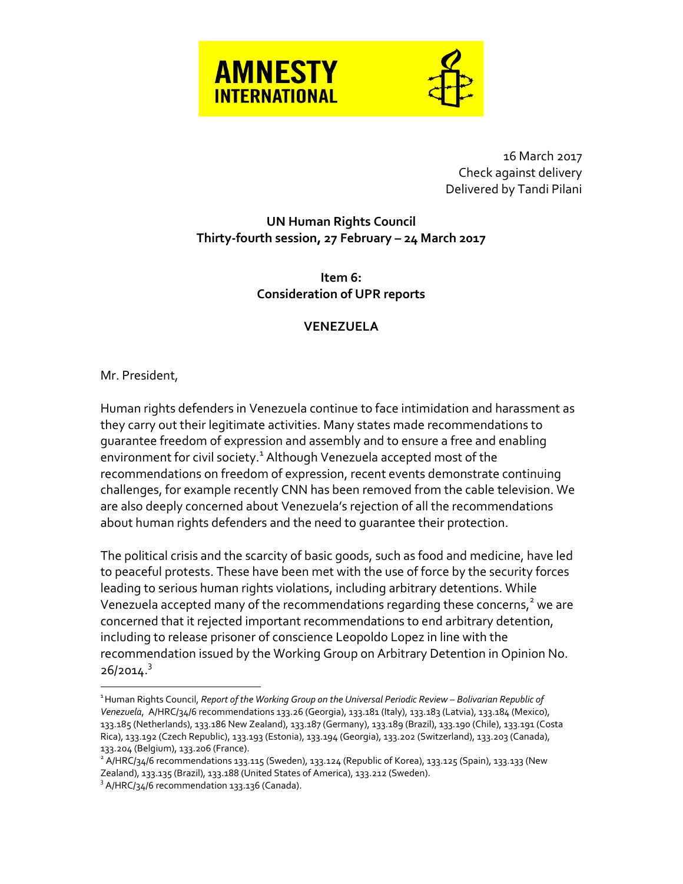**AMNESTY INTERNATIONAL**

16 March 2017
Check against delivery
Delivered by Tandi Pilani

**UN Human Rights Council**
**Thirty-fourth session, 27 February – 24 March 2017**

**Item 6:**
**Consideration of UPR reports**

**VENEZUELA**

Mr. President,

Human rights defenders in Venezuela continue to face intimidation and harassment as they carry out their legitimate activities. Many states made recommendations to guarantee freedom of expression and assembly and to ensure a free and enabling environment for civil society.[1] Although Venezuela accepted most of the recommendations on freedom of expression, recent events demonstrate continuing challenges, for example recently CNN has been removed from the cable television. We are also deeply concerned about Venezuela's rejection of all the recommendations about human rights defenders and the need to guarantee their protection.

The political crisis and the scarcity of basic goods, such as food and medicine, have led to peaceful protests. These have been met with the use of force by the security forces leading to serious human rights violations, including arbitrary detentions. While Venezuela accepted many of the recommendations regarding these concerns,[2] we are concerned that it rejected important recommendations to end arbitrary detention, including to release prisoner of conscience Leopoldo Lopez in line with the recommendation issued by the Working Group on Arbitrary Detention in Opinion No. 26/2014.[3]

---

[1] Human Rights Council, *Report of the Working Group on the Universal Periodic Review – Bolivarian Republic of Venezuela*, A/HRC/34/6 recommendations 133.26 (Georgia), 133.181 (Italy), 133.183 (Latvia), 133.184 (Mexico), 133.185 (Netherlands), 133.186 New Zealand), 133.187 (Germany), 133.189 (Brazil), 133.190 (Chile), 133.191 (Costa Rica), 133.192 (Czech Republic), 133.193 (Estonia), 133.194 (Georgia), 133.202 (Switzerland), 133.203 (Canada), 133.204 (Belgium), 133.206 (France).

[2] A/HRC/34/6 recommendations 133.115 (Sweden), 133.124 (Republic of Korea), 133.125 (Spain), 133.133 (New Zealand), 133.135 (Brazil), 133.188 (United States of America), 133.212 (Sweden).

[3] A/HRC/34/6 recommendation 133.136 (Canada).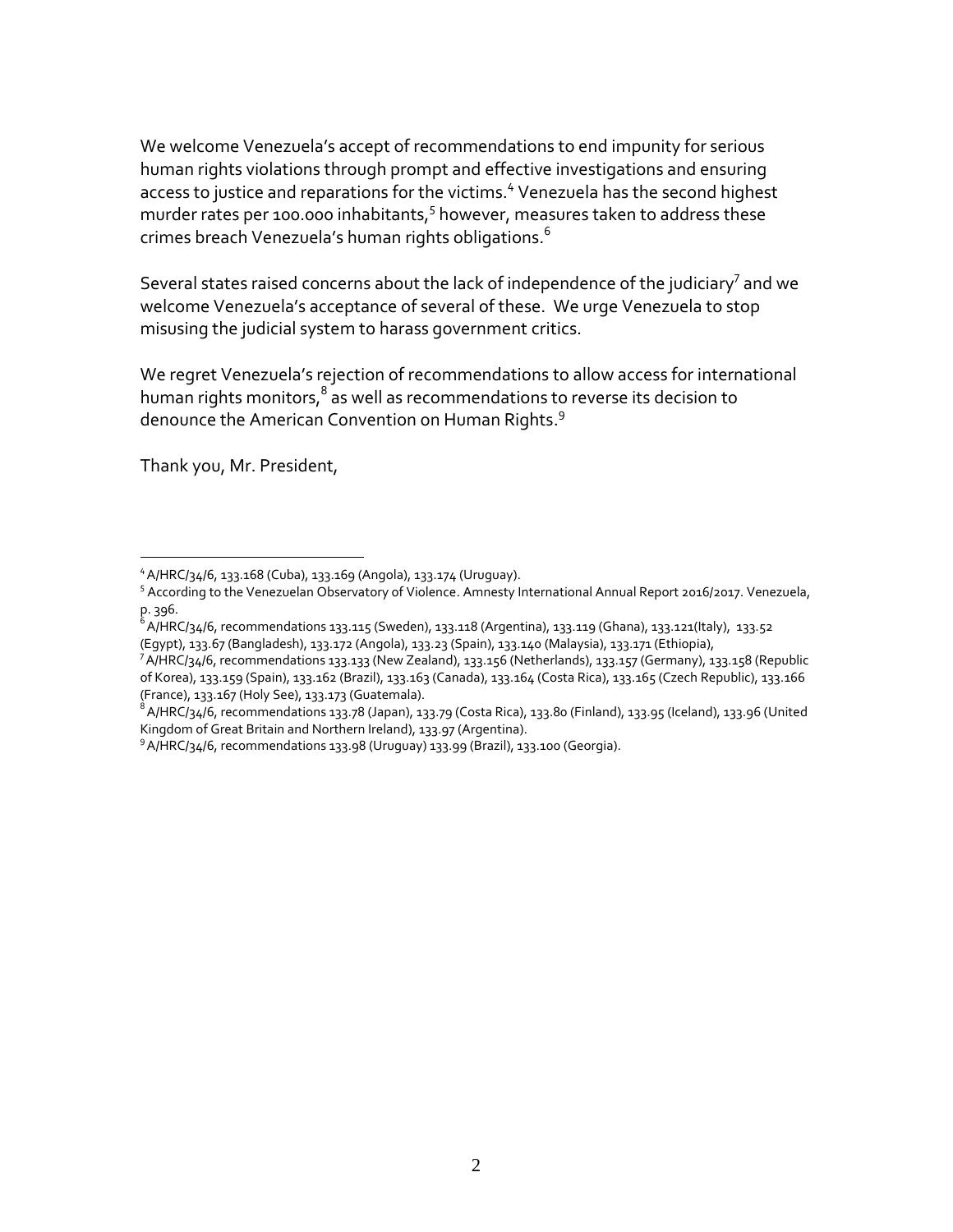We welcome Venezuela's accept of recommendations to end impunity for serious human rights violations through prompt and effective investigations and ensuring access to justice and reparations for the victims.[4] Venezuela has the second highest murder rates per 100.000 inhabitants,[5] however, measures taken to address these crimes breach Venezuela's human rights obligations.[6]

Several states raised concerns about the lack of independence of the judiciary[7] and we welcome Venezuela's acceptance of several of these. We urge Venezuela to stop misusing the judicial system to harass government critics.

We regret Venezuela's rejection of recommendations to allow access for international human rights monitors,[8] as well as recommendations to reverse its decision to denounce the American Convention on Human Rights.[9]

Thank you, Mr. President,

---

[4] A/HRC/34/6, 133.168 (Cuba), 133.169 (Angola), 133.174 (Uruguay).

[5] According to the Venezuelan Observatory of Violence. Amnesty International Annual Report 2016/2017. Venezuela, p. 396.

[6] A/HRC/34/6, recommendations 133.115 (Sweden), 133.118 (Argentina), 133.119 (Ghana), 133.121(Italy), 133.52 (Egypt), 133.67 (Bangladesh), 133.172 (Angola), 133.23 (Spain), 133.140 (Malaysia), 133.171 (Ethiopia),

[7] A/HRC/34/6, recommendations 133.133 (New Zealand), 133.156 (Netherlands), 133.157 (Germany), 133.158 (Republic of Korea), 133.159 (Spain), 133.162 (Brazil), 133.163 (Canada), 133.164 (Costa Rica), 133.165 (Czech Republic), 133.166 (France), 133.167 (Holy See), 133.173 (Guatemala).

[8] A/HRC/34/6, recommendations 133.78 (Japan), 133.79 (Costa Rica), 133.80 (Finland), 133.95 (Iceland), 133.96 (United Kingdom of Great Britain and Northern Ireland), 133.97 (Argentina).

[9] A/HRC/34/6, recommendations 133.98 (Uruguay) 133.99 (Brazil), 133.100 (Georgia).